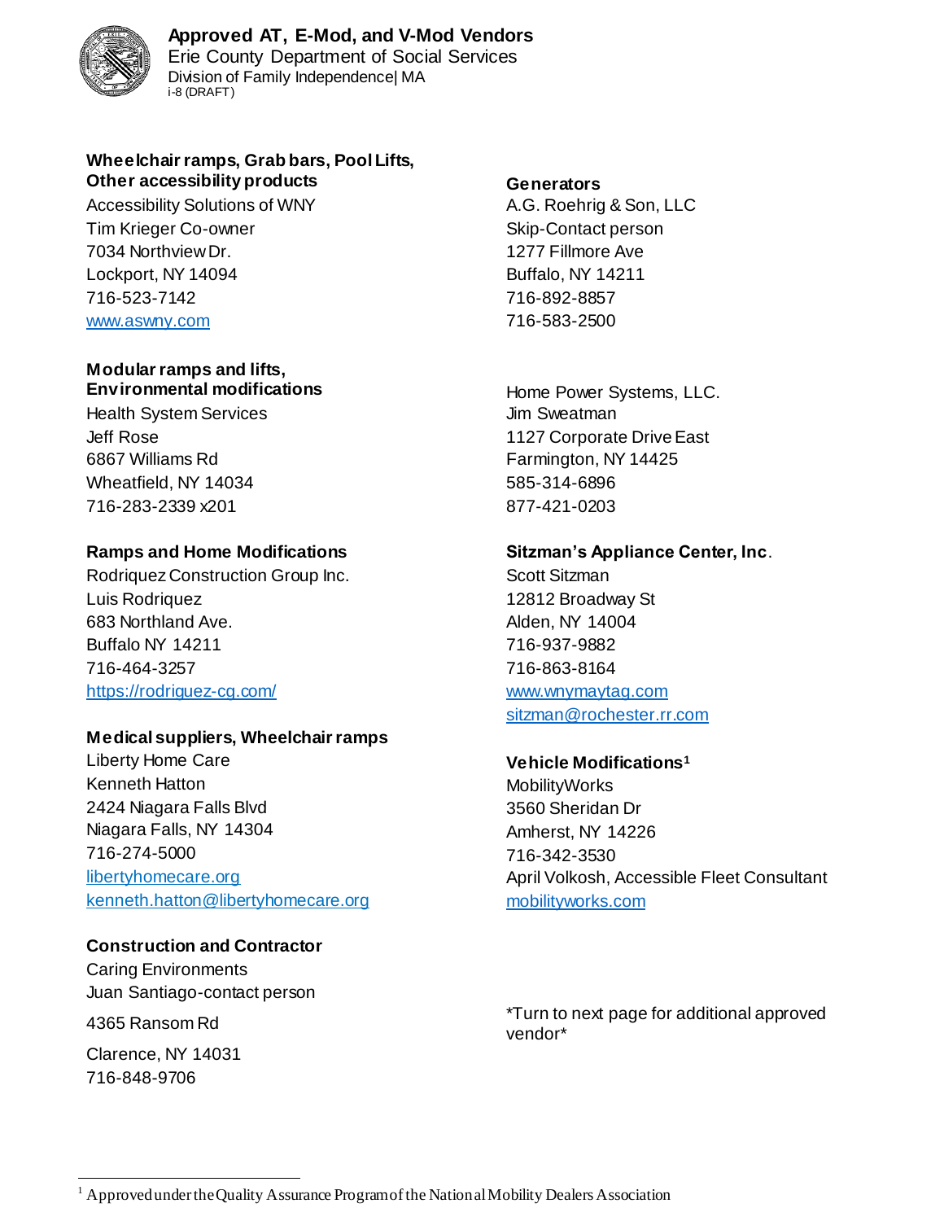# Approved AT, E-Mod, and V-Mod Vendors

Erie County Department of Social Services

Division of Family Independence| MA

i-8 (DRAFT)

**Wheelchair ramps, Grab bars, Pool Lifts, Other accessibility products**

Accessibility Solutions of WNY
Tim Krieger Co-owner
7034 Northview Dr.
Lockport, NY 14094
716-523-7142
www.aswny.com

**Modular ramps and lifts, Environmental modifications**

Health System Services
Jeff Rose
6867 Williams Rd
Wheatfield, NY 14034
716-283-2339 x201

**Ramps and Home Modifications**

Rodriquez Construction Group Inc.
Luis Rodriquez
683 Northland Ave.
Buffalo NY 14211
716-464-3257
https://rodriguez-cg.com/

**Medical suppliers, Wheelchair ramps**

Liberty Home Care
Kenneth Hatton
2424 Niagara Falls Blvd
Niagara Falls, NY 14304
716-274-5000
libertyhomecare.org
kenneth.hatton@libertyhomecare.org

**Construction and Contractor**

Caring Environments
Juan Santiago-contact person
4365 Ransom Rd
Clarence, NY 14031
716-848-9706

**Generators**

A.G. Roehrig & Son, LLC
Skip-Contact person
1277 Fillmore Ave
Buffalo, NY 14211
716-892-8857
716-583-2500

Home Power Systems, LLC.
Jim Sweatman
1127 Corporate Drive East
Farmington, NY 14425
585-314-6896
877-421-0203

**Sitzman's Appliance Center, Inc**.

Scott Sitzman
12812 Broadway St
Alden, NY 14004
716-937-9882
716-863-8164
www.wnymaytag.com
sitzman@rochester.rr.com

**Vehicle Modifications**[1]

MobilityWorks
3560 Sheridan Dr
Amherst, NY 14226
716-342-3530
April Volkosh, Accessible Fleet Consultant
mobilityworks.com

*Turn to next page for additional approved vendor*

[1] Approved under the Quality Assurance Program of the National Mobility Dealers Association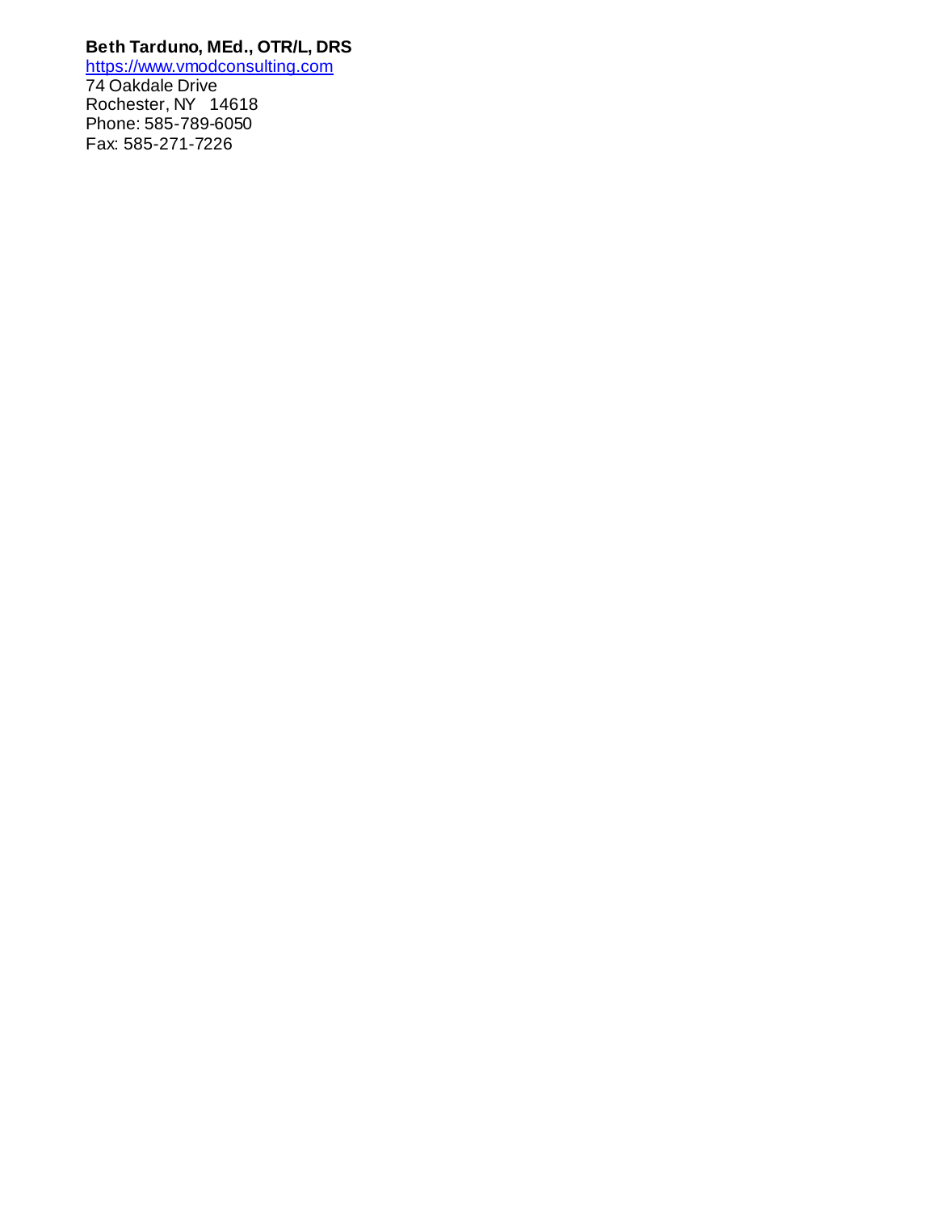**Beth Tarduno, MEd., OTR/L, DRS**
[https://www.vmodconsulting.com](https://www.vmodconsulting.com)
74 Oakdale Drive
Rochester, NY 14618
Phone: 585-789-6050
Fax: 585-271-7226